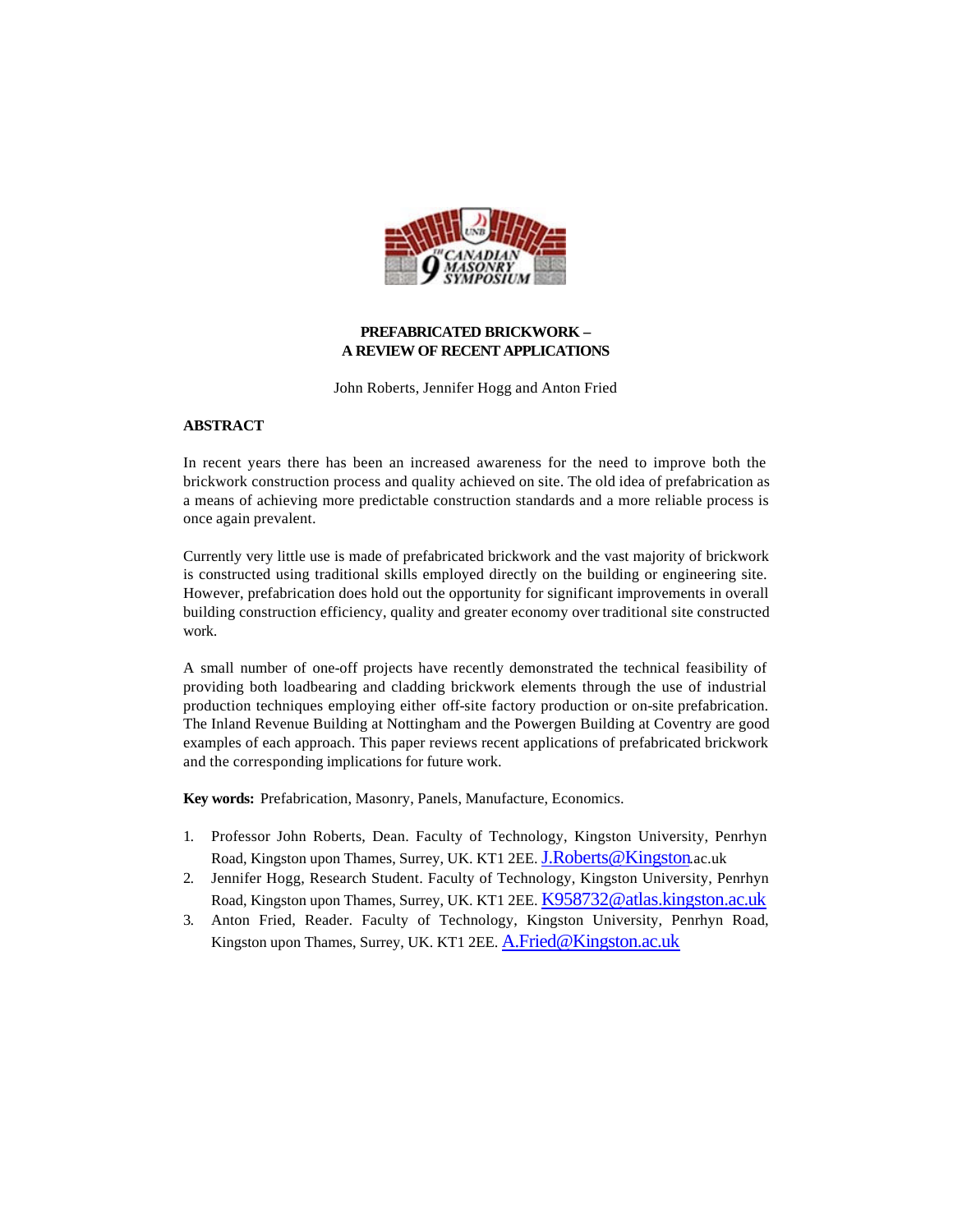# PREFABRICATED BRICKWORK – A REVIEW OF RECENT APPLICATIONS

John Roberts, Jennifer Hogg and Anton Fried

## ABSTRACT

In recent years there has been an increased awareness for the need to improve both the brickwork construction process and quality achieved on site. The old idea of prefabrication as a means of achieving more predictable construction standards and a more reliable process is once again prevalent.

Currently very little use is made of prefabricated brickwork and the vast majority of brickwork is constructed using traditional skills employed directly on the building or engineering site. However, prefabrication does hold out the opportunity for significant improvements in overall building construction efficiency, quality and greater economy over traditional site constructed work.

A small number of one-off projects have recently demonstrated the technical feasibility of providing both loadbearing and cladding brickwork elements through the use of industrial production techniques employing either off-site factory production or on-site prefabrication. The Inland Revenue Building at Nottingham and the Powergen Building at Coventry are good examples of each approach. This paper reviews recent applications of prefabricated brickwork and the corresponding implications for future work.

**Key words:** Prefabrication, Masonry, Panels, Manufacture, Economics.

1. Professor John Roberts, Dean. Faculty of Technology, Kingston University, Penrhyn Road, Kingston upon Thames, Surrey, UK. KT1 2EE. J.Roberts@Kingston.ac.uk
2. Jennifer Hogg, Research Student. Faculty of Technology, Kingston University, Penrhyn Road, Kingston upon Thames, Surrey, UK. KT1 2EE. K958732@atlas.kingston.ac.uk
3. Anton Fried, Reader. Faculty of Technology, Kingston University, Penrhyn Road, Kingston upon Thames, Surrey, UK. KT1 2EE. A.Fried@Kingston.ac.uk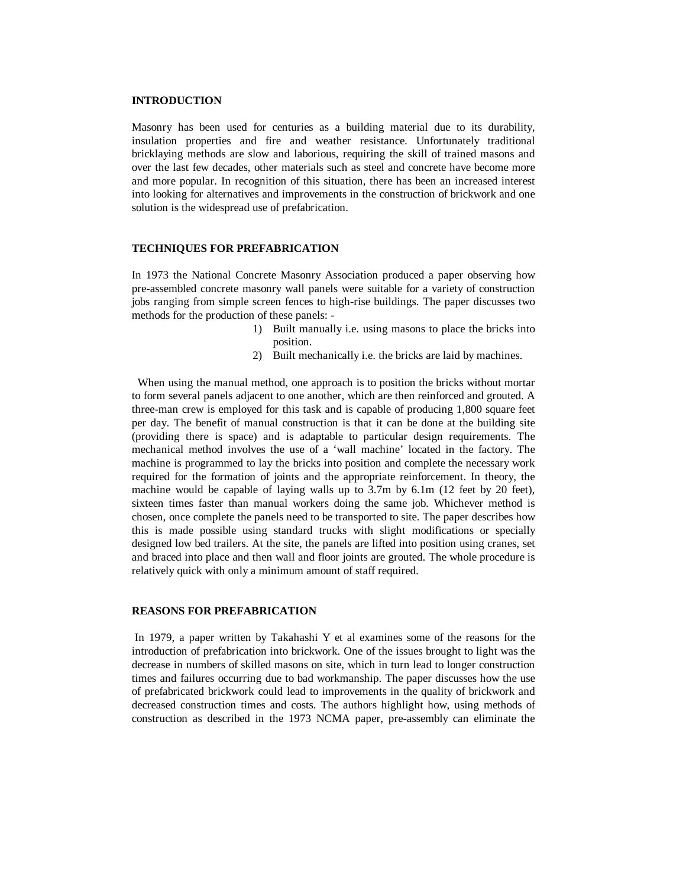## INTRODUCTION

Masonry has been used for centuries as a building material due to its durability, insulation properties and fire and weather resistance. Unfortunately traditional bricklaying methods are slow and laborious, requiring the skill of trained masons and over the last few decades, other materials such as steel and concrete have become more and more popular. In recognition of this situation, there has been an increased interest into looking for alternatives and improvements in the construction of brickwork and one solution is the widespread use of prefabrication.

## TECHNIQUES FOR PREFABRICATION

In 1973 the National Concrete Masonry Association produced a paper observing how pre-assembled concrete masonry wall panels were suitable for a variety of construction jobs ranging from simple screen fences to high-rise buildings. The paper discusses two methods for the production of these panels: -

1) Built manually i.e. using masons to place the bricks into position.
2) Built mechanically i.e. the bricks are laid by machines.

When using the manual method, one approach is to position the bricks without mortar to form several panels adjacent to one another, which are then reinforced and grouted. A three-man crew is employed for this task and is capable of producing 1,800 square feet per day. The benefit of manual construction is that it can be done at the building site (providing there is space) and is adaptable to particular design requirements. The mechanical method involves the use of a 'wall machine' located in the factory. The machine is programmed to lay the bricks into position and complete the necessary work required for the formation of joints and the appropriate reinforcement. In theory, the machine would be capable of laying walls up to 3.7m by 6.1m (12 feet by 20 feet), sixteen times faster than manual workers doing the same job. Whichever method is chosen, once complete the panels need to be transported to site. The paper describes how this is made possible using standard trucks with slight modifications or specially designed low bed trailers. At the site, the panels are lifted into position using cranes, set and braced into place and then wall and floor joints are grouted. The whole procedure is relatively quick with only a minimum amount of staff required.

## REASONS FOR PREFABRICATION

In 1979, a paper written by Takahashi Y et al examines some of the reasons for the introduction of prefabrication into brickwork. One of the issues brought to light was the decrease in numbers of skilled masons on site, which in turn lead to longer construction times and failures occurring due to bad workmanship. The paper discusses how the use of prefabricated brickwork could lead to improvements in the quality of brickwork and decreased construction times and costs. The authors highlight how, using methods of construction as described in the 1973 NCMA paper, pre-assembly can eliminate the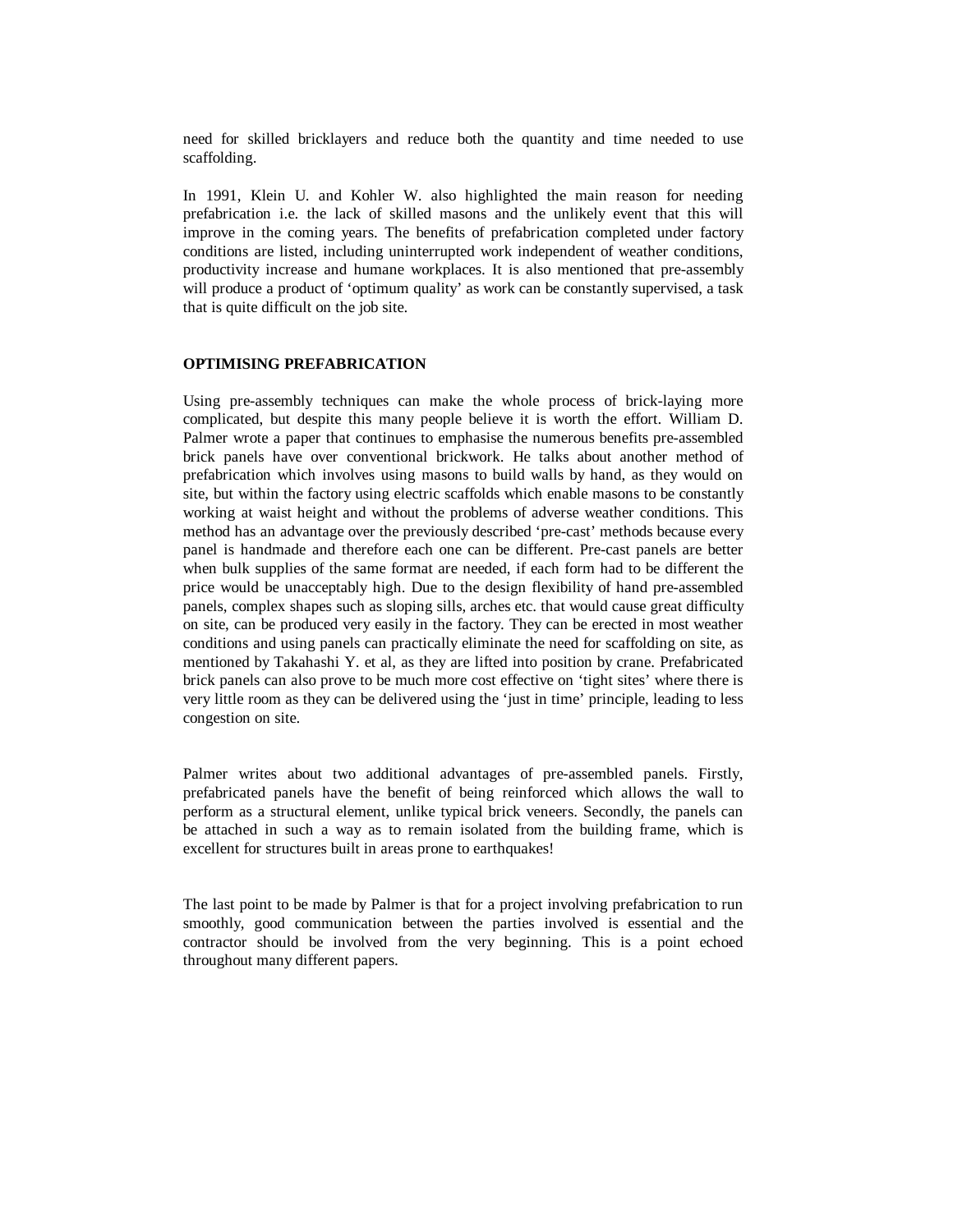need for skilled bricklayers and reduce both the quantity and time needed to use scaffolding.

In 1991, Klein U. and Kohler W. also highlighted the main reason for needing prefabrication i.e. the lack of skilled masons and the unlikely event that this will improve in the coming years. The benefits of prefabrication completed under factory conditions are listed, including uninterrupted work independent of weather conditions, productivity increase and humane workplaces. It is also mentioned that pre-assembly will produce a product of 'optimum quality' as work can be constantly supervised, a task that is quite difficult on the job site.

## OPTIMISING PREFABRICATION

Using pre-assembly techniques can make the whole process of brick-laying more complicated, but despite this many people believe it is worth the effort. William D. Palmer wrote a paper that continues to emphasise the numerous benefits pre-assembled brick panels have over conventional brickwork. He talks about another method of prefabrication which involves using masons to build walls by hand, as they would on site, but within the factory using electric scaffolds which enable masons to be constantly working at waist height and without the problems of adverse weather conditions. This method has an advantage over the previously described 'pre-cast' methods because every panel is handmade and therefore each one can be different. Pre-cast panels are better when bulk supplies of the same format are needed, if each form had to be different the price would be unacceptably high. Due to the design flexibility of hand pre-assembled panels, complex shapes such as sloping sills, arches etc. that would cause great difficulty on site, can be produced very easily in the factory. They can be erected in most weather conditions and using panels can practically eliminate the need for scaffolding on site, as mentioned by Takahashi Y. et al, as they are lifted into position by crane. Prefabricated brick panels can also prove to be much more cost effective on 'tight sites' where there is very little room as they can be delivered using the 'just in time' principle, leading to less congestion on site.

Palmer writes about two additional advantages of pre-assembled panels. Firstly, prefabricated panels have the benefit of being reinforced which allows the wall to perform as a structural element, unlike typical brick veneers. Secondly, the panels can be attached in such a way as to remain isolated from the building frame, which is excellent for structures built in areas prone to earthquakes!

The last point to be made by Palmer is that for a project involving prefabrication to run smoothly, good communication between the parties involved is essential and the contractor should be involved from the very beginning. This is a point echoed throughout many different papers.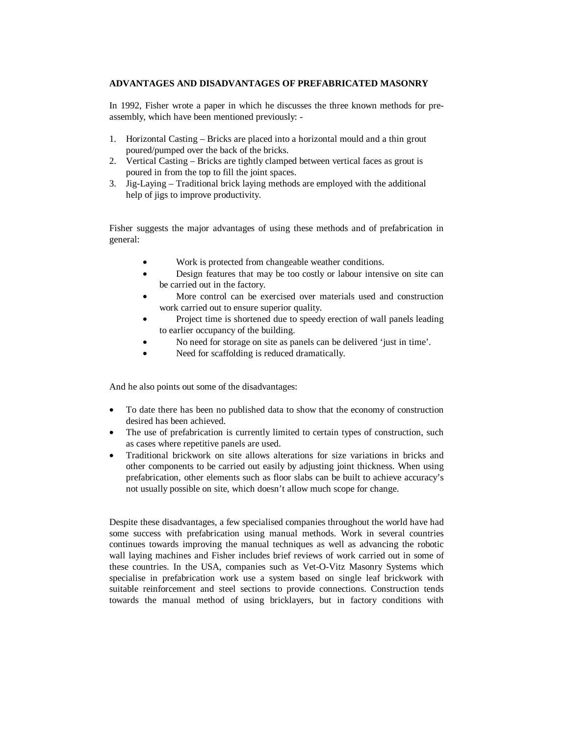**ADVANTAGES AND DISADVANTAGES OF PREFABRICATED MASONRY**

In 1992, Fisher wrote a paper in which he discusses the three known methods for pre-assembly, which have been mentioned previously: -

1. Horizontal Casting – Bricks are placed into a horizontal mould and a thin grout poured/pumped over the back of the bricks.
2. Vertical Casting – Bricks are tightly clamped between vertical faces as grout is poured in from the top to fill the joint spaces.
3. Jig-Laying – Traditional brick laying methods are employed with the additional help of jigs to improve productivity.

Fisher suggests the major advantages of using these methods and of prefabrication in general:

- Work is protected from changeable weather conditions.
- Design features that may be too costly or labour intensive on site can be carried out in the factory.
- More control can be exercised over materials used and construction work carried out to ensure superior quality.
- Project time is shortened due to speedy erection of wall panels leading to earlier occupancy of the building.
- No need for storage on site as panels can be delivered 'just in time'.
- Need for scaffolding is reduced dramatically.

And he also points out some of the disadvantages:

- To date there has been no published data to show that the economy of construction desired has been achieved.
- The use of prefabrication is currently limited to certain types of construction, such as cases where repetitive panels are used.
- Traditional brickwork on site allows alterations for size variations in bricks and other components to be carried out easily by adjusting joint thickness. When using prefabrication, other elements such as floor slabs can be built to achieve accuracy's not usually possible on site, which doesn't allow much scope for change.

Despite these disadvantages, a few specialised companies throughout the world have had some success with prefabrication using manual methods. Work in several countries continues towards improving the manual techniques as well as advancing the robotic wall laying machines and Fisher includes brief reviews of work carried out in some of these countries. In the USA, companies such as Vet-O-Vitz Masonry Systems which specialise in prefabrication work use a system based on single leaf brickwork with suitable reinforcement and steel sections to provide connections. Construction tends towards the manual method of using bricklayers, but in factory conditions with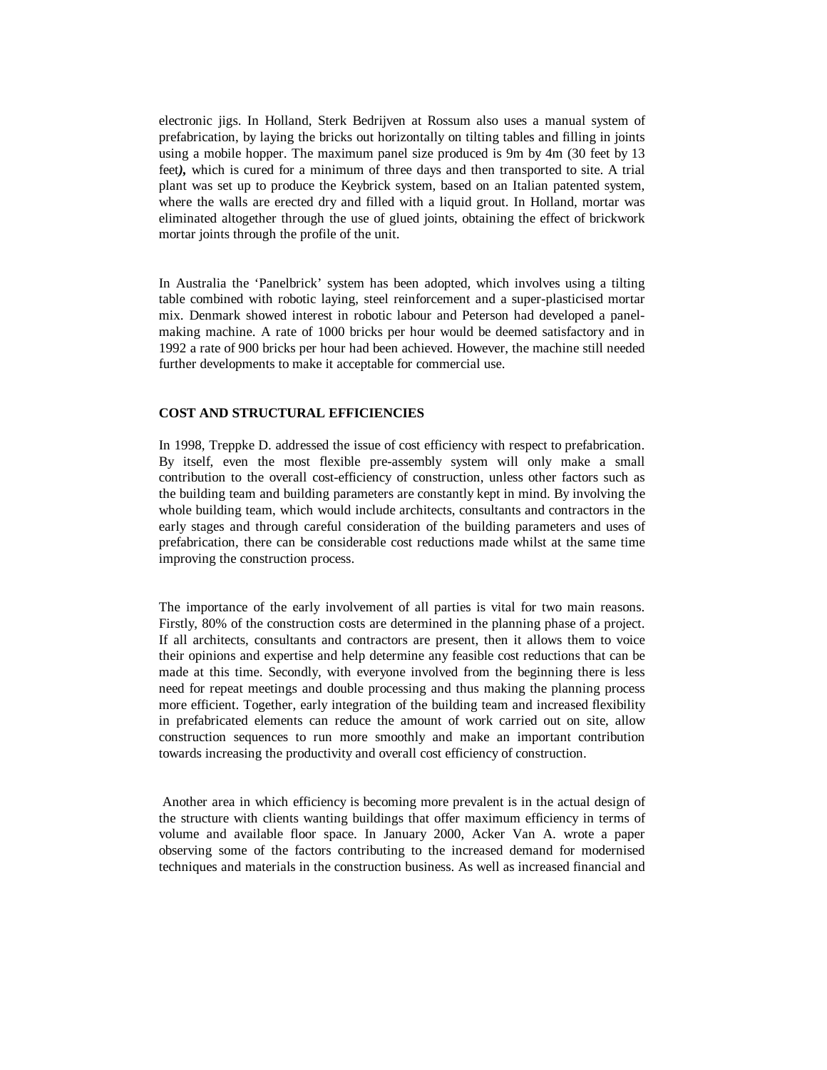electronic jigs. In Holland, Sterk Bedrijven at Rossum also uses a manual system of prefabrication, by laying the bricks out horizontally on tilting tables and filling in joints using a mobile hopper. The maximum panel size produced is 9m by 4m (30 feet by 13 feet***),*** which is cured for a minimum of three days and then transported to site. A trial plant was set up to produce the Keybrick system, based on an Italian patented system, where the walls are erected dry and filled with a liquid grout. In Holland, mortar was eliminated altogether through the use of glued joints, obtaining the effect of brickwork mortar joints through the profile of the unit.

In Australia the 'Panelbrick' system has been adopted, which involves using a tilting table combined with robotic laying, steel reinforcement and a super-plasticised mortar mix. Denmark showed interest in robotic labour and Peterson had developed a panel-making machine. A rate of 1000 bricks per hour would be deemed satisfactory and in 1992 a rate of 900 bricks per hour had been achieved. However, the machine still needed further developments to make it acceptable for commercial use.

**COST AND STRUCTURAL EFFICIENCIES**

In 1998, Treppke D. addressed the issue of cost efficiency with respect to prefabrication. By itself, even the most flexible pre-assembly system will only make a small contribution to the overall cost-efficiency of construction, unless other factors such as the building team and building parameters are constantly kept in mind. By involving the whole building team, which would include architects, consultants and contractors in the early stages and through careful consideration of the building parameters and uses of prefabrication, there can be considerable cost reductions made whilst at the same time improving the construction process.

The importance of the early involvement of all parties is vital for two main reasons. Firstly, 80% of the construction costs are determined in the planning phase of a project. If all architects, consultants and contractors are present, then it allows them to voice their opinions and expertise and help determine any feasible cost reductions that can be made at this time. Secondly, with everyone involved from the beginning there is less need for repeat meetings and double processing and thus making the planning process more efficient. Together, early integration of the building team and increased flexibility in prefabricated elements can reduce the amount of work carried out on site, allow construction sequences to run more smoothly and make an important contribution towards increasing the productivity and overall cost efficiency of construction.

Another area in which efficiency is becoming more prevalent is in the actual design of the structure with clients wanting buildings that offer maximum efficiency in terms of volume and available floor space. In January 2000, Acker Van A. wrote a paper observing some of the factors contributing to the increased demand for modernised techniques and materials in the construction business. As well as increased financial and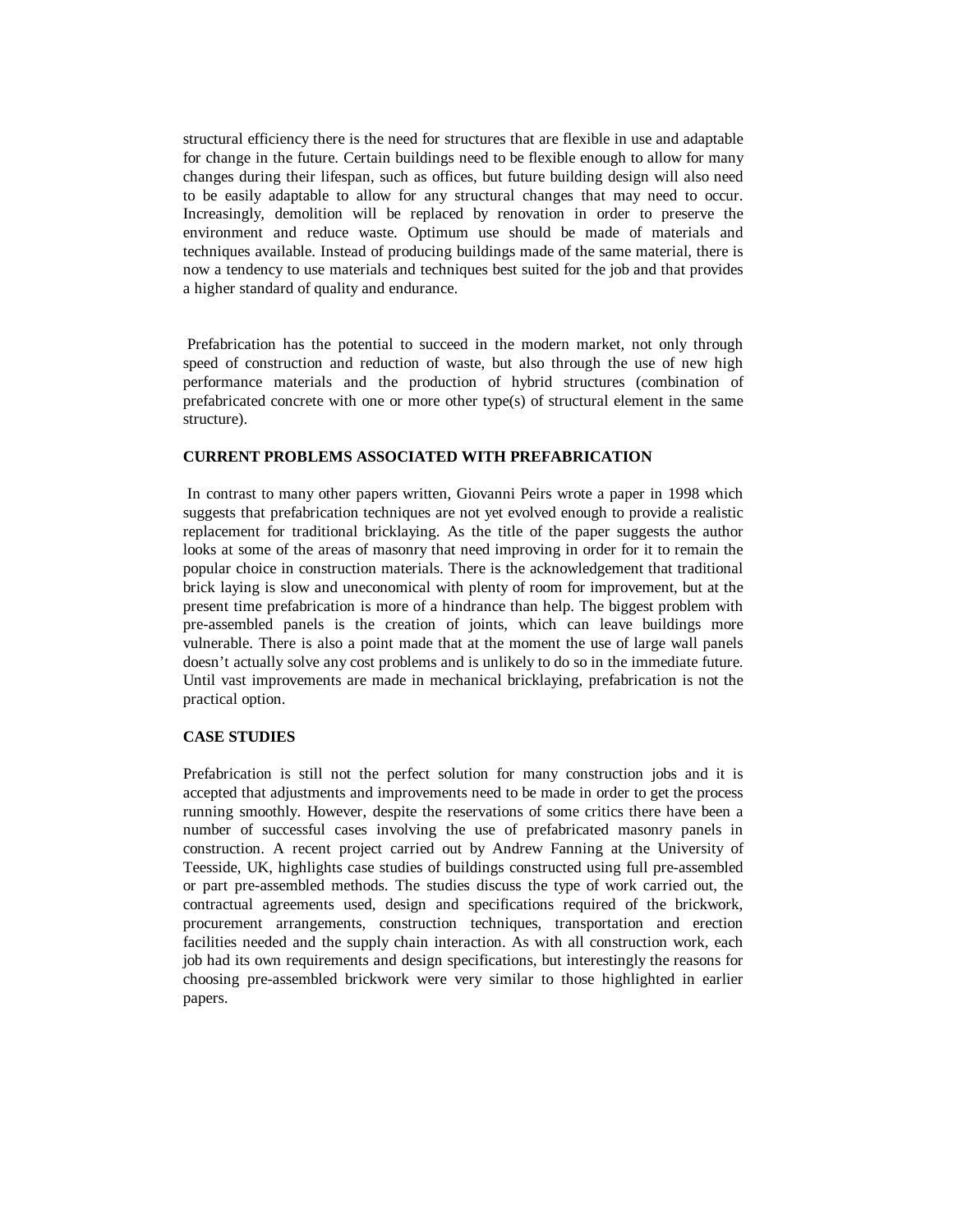structural efficiency there is the need for structures that are flexible in use and adaptable for change in the future. Certain buildings need to be flexible enough to allow for many changes during their lifespan, such as offices, but future building design will also need to be easily adaptable to allow for any structural changes that may need to occur. Increasingly, demolition will be replaced by renovation in order to preserve the environment and reduce waste. Optimum use should be made of materials and techniques available. Instead of producing buildings made of the same material, there is now a tendency to use materials and techniques best suited for the job and that provides a higher standard of quality and endurance.

Prefabrication has the potential to succeed in the modern market, not only through speed of construction and reduction of waste, but also through the use of new high performance materials and the production of hybrid structures (combination of prefabricated concrete with one or more other type(s) of structural element in the same structure).

**CURRENT PROBLEMS ASSOCIATED WITH PREFABRICATION**

In contrast to many other papers written, Giovanni Peirs wrote a paper in 1998 which suggests that prefabrication techniques are not yet evolved enough to provide a realistic replacement for traditional bricklaying. As the title of the paper suggests the author looks at some of the areas of masonry that need improving in order for it to remain the popular choice in construction materials. There is the acknowledgement that traditional brick laying is slow and uneconomical with plenty of room for improvement, but at the present time prefabrication is more of a hindrance than help. The biggest problem with pre-assembled panels is the creation of joints, which can leave buildings more vulnerable. There is also a point made that at the moment the use of large wall panels doesn't actually solve any cost problems and is unlikely to do so in the immediate future. Until vast improvements are made in mechanical bricklaying, prefabrication is not the practical option.

**CASE STUDIES**

Prefabrication is still not the perfect solution for many construction jobs and it is accepted that adjustments and improvements need to be made in order to get the process running smoothly. However, despite the reservations of some critics there have been a number of successful cases involving the use of prefabricated masonry panels in construction. A recent project carried out by Andrew Fanning at the University of Teesside, UK, highlights case studies of buildings constructed using full pre-assembled or part pre-assembled methods. The studies discuss the type of work carried out, the contractual agreements used, design and specifications required of the brickwork, procurement arrangements, construction techniques, transportation and erection facilities needed and the supply chain interaction. As with all construction work, each job had its own requirements and design specifications, but interestingly the reasons for choosing pre-assembled brickwork were very similar to those highlighted in earlier papers.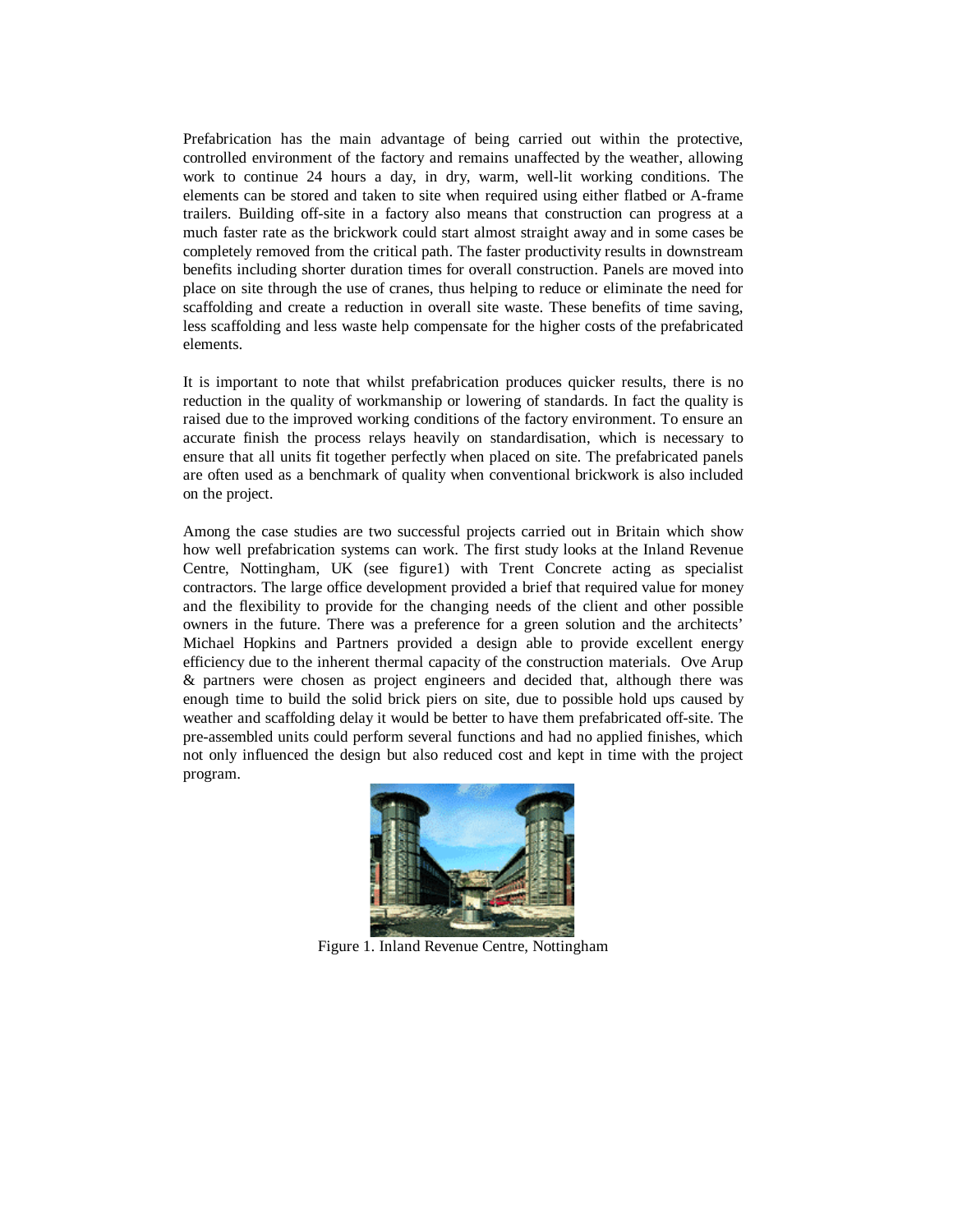Prefabrication has the main advantage of being carried out within the protective, controlled environment of the factory and remains unaffected by the weather, allowing work to continue 24 hours a day, in dry, warm, well-lit working conditions. The elements can be stored and taken to site when required using either flatbed or A-frame trailers. Building off-site in a factory also means that construction can progress at a much faster rate as the brickwork could start almost straight away and in some cases be completely removed from the critical path. The faster productivity results in downstream benefits including shorter duration times for overall construction. Panels are moved into place on site through the use of cranes, thus helping to reduce or eliminate the need for scaffolding and create a reduction in overall site waste. These benefits of time saving, less scaffolding and less waste help compensate for the higher costs of the prefabricated elements.

It is important to note that whilst prefabrication produces quicker results, there is no reduction in the quality of workmanship or lowering of standards. In fact the quality is raised due to the improved working conditions of the factory environment. To ensure an accurate finish the process relays heavily on standardisation, which is necessary to ensure that all units fit together perfectly when placed on site. The prefabricated panels are often used as a benchmark of quality when conventional brickwork is also included on the project.

Among the case studies are two successful projects carried out in Britain which show how well prefabrication systems can work. The first study looks at the Inland Revenue Centre, Nottingham, UK (see figure1) with Trent Concrete acting as specialist contractors. The large office development provided a brief that required value for money and the flexibility to provide for the changing needs of the client and other possible owners in the future. There was a preference for a green solution and the architects' Michael Hopkins and Partners provided a design able to provide excellent energy efficiency due to the inherent thermal capacity of the construction materials. Ove Arup & partners were chosen as project engineers and decided that, although there was enough time to build the solid brick piers on site, due to possible hold ups caused by weather and scaffolding delay it would be better to have them prefabricated off-site. The pre-assembled units could perform several functions and had no applied finishes, which not only influenced the design but also reduced cost and kept in time with the project program.

Figure 1. Inland Revenue Centre, Nottingham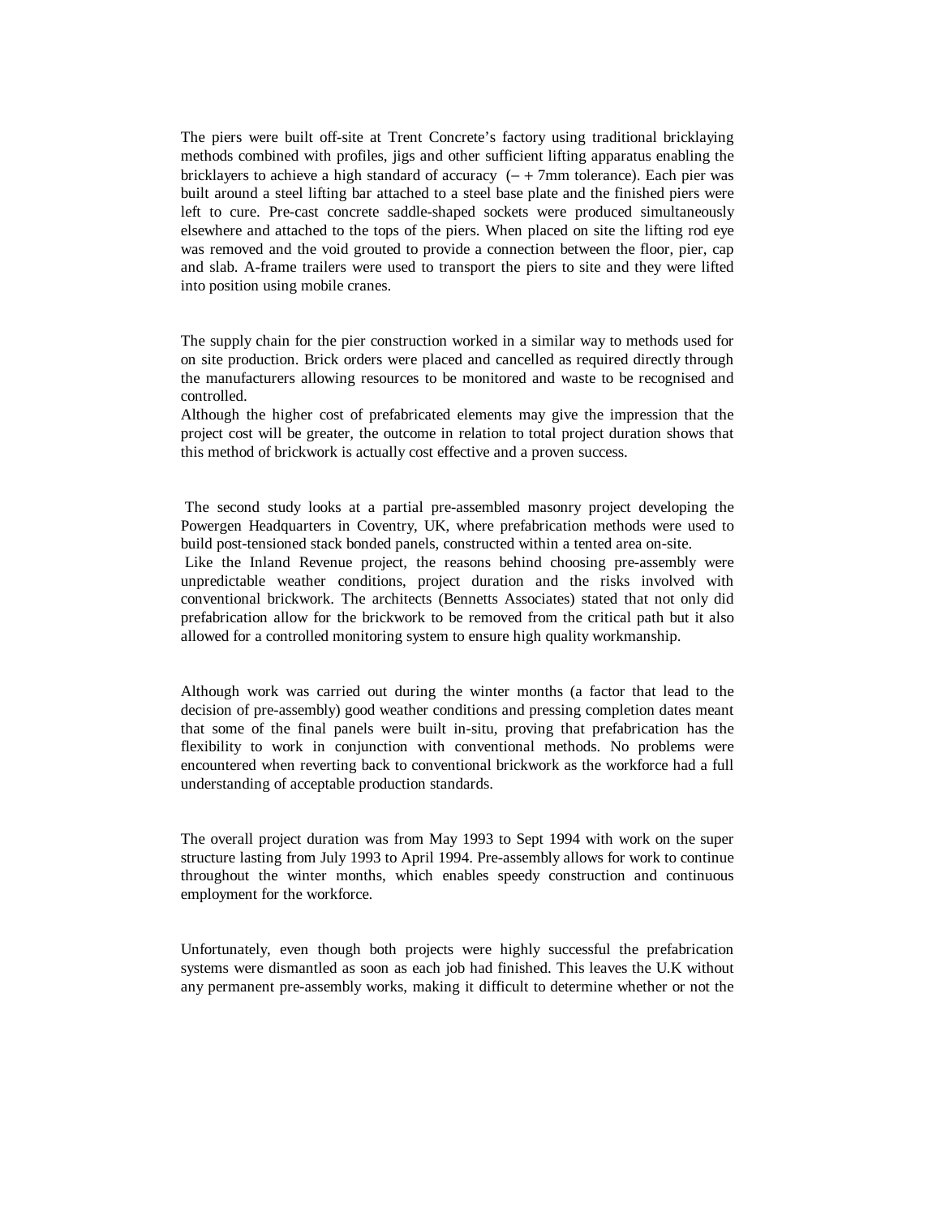The piers were built off-site at Trent Concrete's factory using traditional bricklaying methods combined with profiles, jigs and other sufficient lifting apparatus enabling the bricklayers to achieve a high standard of accuracy  (– + 7mm tolerance). Each pier was built around a steel lifting bar attached to a steel base plate and the finished piers were left to cure. Pre-cast concrete saddle-shaped sockets were produced simultaneously elsewhere and attached to the tops of the piers. When placed on site the lifting rod eye was removed and the void grouted to provide a connection between the floor, pier, cap and slab. A-frame trailers were used to transport the piers to site and they were lifted into position using mobile cranes.

The supply chain for the pier construction worked in a similar way to methods used for on site production. Brick orders were placed and cancelled as required directly through the manufacturers allowing resources to be monitored and waste to be recognised and controlled.

Although the higher cost of prefabricated elements may give the impression that the project cost will be greater, the outcome in relation to total project duration shows that this method of brickwork is actually cost effective and a proven success.

The second study looks at a partial pre-assembled masonry project developing the Powergen Headquarters in Coventry, UK, where prefabrication methods were used to build post-tensioned stack bonded panels, constructed within a tented area on-site.

Like the Inland Revenue project, the reasons behind choosing pre-assembly were unpredictable weather conditions, project duration and the risks involved with conventional brickwork. The architects (Bennetts Associates) stated that not only did prefabrication allow for the brickwork to be removed from the critical path but it also allowed for a controlled monitoring system to ensure high quality workmanship.

Although work was carried out during the winter months (a factor that lead to the decision of pre-assembly) good weather conditions and pressing completion dates meant that some of the final panels were built in-situ, proving that prefabrication has the flexibility to work in conjunction with conventional methods. No problems were encountered when reverting back to conventional brickwork as the workforce had a full understanding of acceptable production standards.

The overall project duration was from May 1993 to Sept 1994 with work on the super structure lasting from July 1993 to April 1994. Pre-assembly allows for work to continue throughout the winter months, which enables speedy construction and continuous employment for the workforce.

Unfortunately, even though both projects were highly successful the prefabrication systems were dismantled as soon as each job had finished. This leaves the U.K without any permanent pre-assembly works, making it difficult to determine whether or not the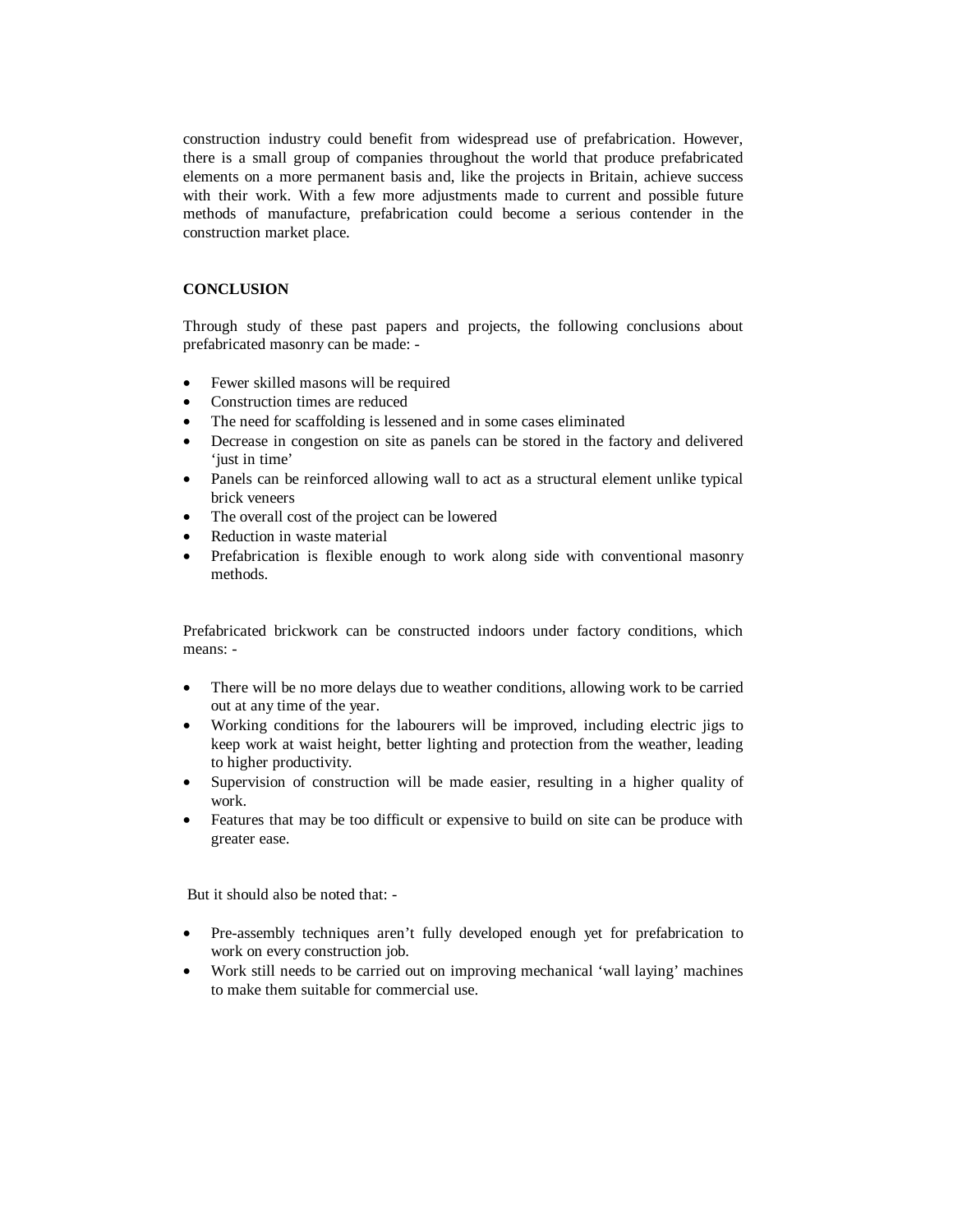construction industry could benefit from widespread use of prefabrication. However, there is a small group of companies throughout the world that produce prefabricated elements on a more permanent basis and, like the projects in Britain, achieve success with their work. With a few more adjustments made to current and possible future methods of manufacture, prefabrication could become a serious contender in the construction market place.

## CONCLUSION

Through study of these past papers and projects, the following conclusions about prefabricated masonry can be made: -

- Fewer skilled masons will be required
- Construction times are reduced
- The need for scaffolding is lessened and in some cases eliminated
- Decrease in congestion on site as panels can be stored in the factory and delivered 'just in time'
- Panels can be reinforced allowing wall to act as a structural element unlike typical brick veneers
- The overall cost of the project can be lowered
- Reduction in waste material
- Prefabrication is flexible enough to work along side with conventional masonry methods.

Prefabricated brickwork can be constructed indoors under factory conditions, which means: -

- There will be no more delays due to weather conditions, allowing work to be carried out at any time of the year.
- Working conditions for the labourers will be improved, including electric jigs to keep work at waist height, better lighting and protection from the weather, leading to higher productivity.
- Supervision of construction will be made easier, resulting in a higher quality of work.
- Features that may be too difficult or expensive to build on site can be produce with greater ease.

But it should also be noted that: -

- Pre-assembly techniques aren't fully developed enough yet for prefabrication to work on every construction job.
- Work still needs to be carried out on improving mechanical 'wall laying' machines to make them suitable for commercial use.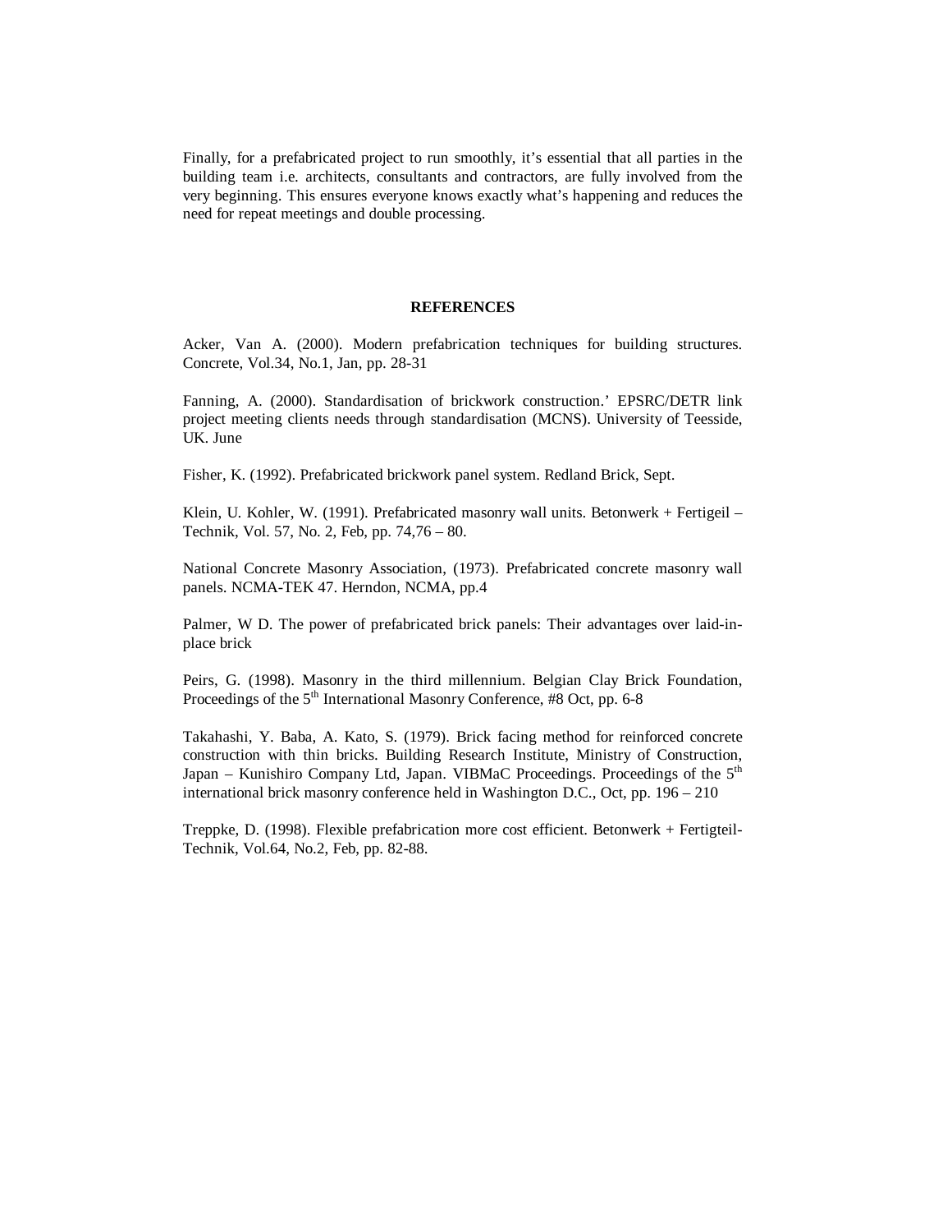Finally, for a prefabricated project to run smoothly, it's essential that all parties in the building team i.e. architects, consultants and contractors, are fully involved from the very beginning. This ensures everyone knows exactly what's happening and reduces the need for repeat meetings and double processing.

## REFERENCES

Acker, Van A. (2000). Modern prefabrication techniques for building structures. Concrete, Vol.34, No.1, Jan, pp. 28-31

Fanning, A. (2000). Standardisation of brickwork construction.' EPSRC/DETR link project meeting clients needs through standardisation (MCNS). University of Teesside, UK. June

Fisher, K. (1992). Prefabricated brickwork panel system. Redland Brick, Sept.

Klein, U. Kohler, W. (1991). Prefabricated masonry wall units. Betonwerk + Fertigeil – Technik, Vol. 57, No. 2, Feb, pp. 74,76 – 80.

National Concrete Masonry Association, (1973). Prefabricated concrete masonry wall panels. NCMA-TEK 47. Herndon, NCMA, pp.4

Palmer, W D. The power of prefabricated brick panels: Their advantages over laid-in-place brick

Peirs, G. (1998). Masonry in the third millennium. Belgian Clay Brick Foundation, Proceedings of the 5th International Masonry Conference, #8 Oct, pp. 6-8

Takahashi, Y. Baba, A. Kato, S. (1979). Brick facing method for reinforced concrete construction with thin bricks. Building Research Institute, Ministry of Construction, Japan – Kunishiro Company Ltd, Japan. VIBMaC Proceedings. Proceedings of the 5th international brick masonry conference held in Washington D.C., Oct, pp. 196 – 210

Treppke, D. (1998). Flexible prefabrication more cost efficient. Betonwerk + Fertigteil-Technik, Vol.64, No.2, Feb, pp. 82-88.